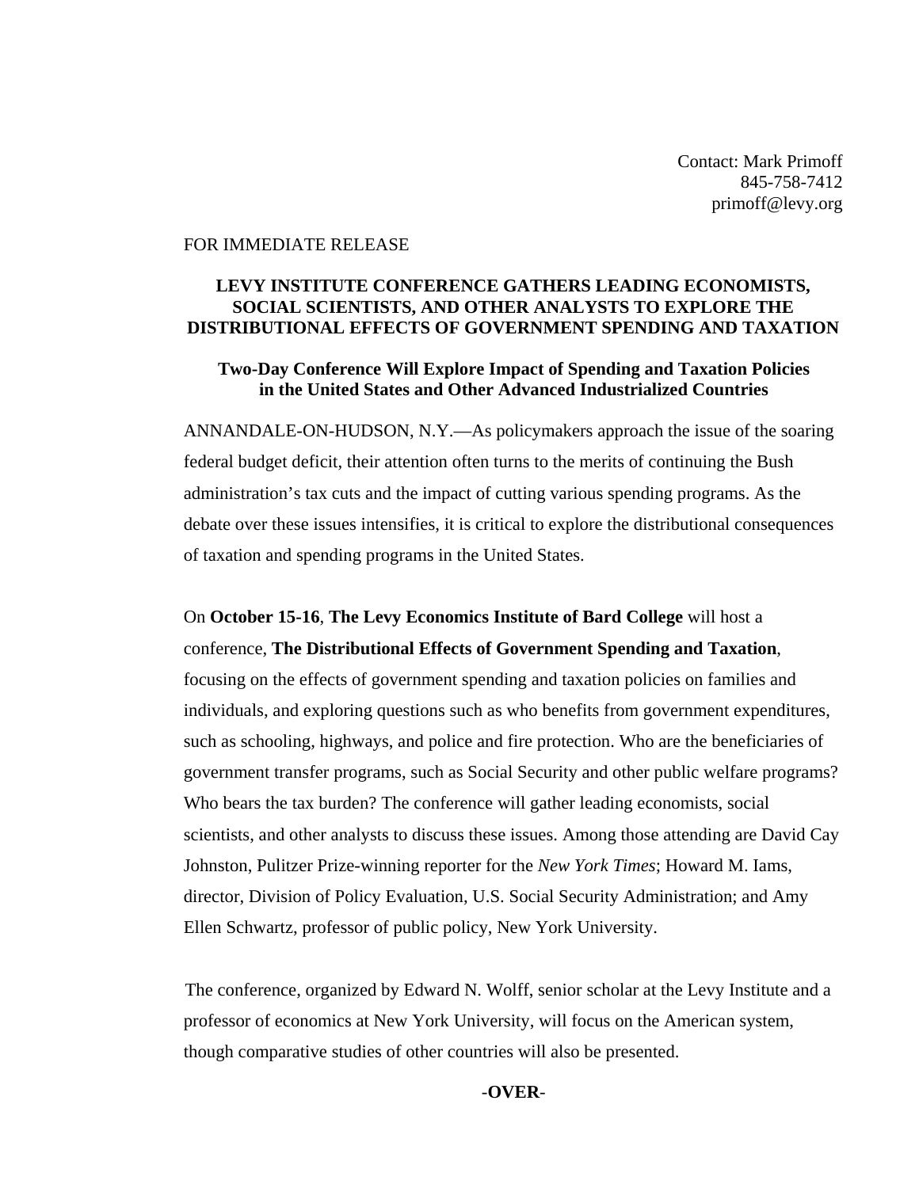Contact: Mark Primoff
845-758-7412
primoff@levy.org

FOR IMMEDIATE RELEASE

**LEVY INSTITUTE CONFERENCE GATHERS LEADING ECONOMISTS, SOCIAL SCIENTISTS, AND OTHER ANALYSTS TO EXPLORE THE DISTRIBUTIONAL EFFECTS OF GOVERNMENT SPENDING AND TAXATION**

**Two-Day Conference Will Explore Impact of Spending and Taxation Policies in the United States and Other Advanced Industrialized Countries**

ANNANDALE-ON-HUDSON, N.Y.—As policymakers approach the issue of the soaring federal budget deficit, their attention often turns to the merits of continuing the Bush administration's tax cuts and the impact of cutting various spending programs. As the debate over these issues intensifies, it is critical to explore the distributional consequences of taxation and spending programs in the United States.

On **October 15-16**, **The Levy Economics Institute of Bard College** will host a conference, **The Distributional Effects of Government Spending and Taxation**, focusing on the effects of government spending and taxation policies on families and individuals, and exploring questions such as who benefits from government expenditures, such as schooling, highways, and police and fire protection. Who are the beneficiaries of government transfer programs, such as Social Security and other public welfare programs? Who bears the tax burden? The conference will gather leading economists, social scientists, and other analysts to discuss these issues. Among those attending are David Cay Johnston, Pulitzer Prize-winning reporter for the *New York Times*; Howard M. Iams, director, Division of Policy Evaluation, U.S. Social Security Administration; and Amy Ellen Schwartz, professor of public policy, New York University.

The conference, organized by Edward N. Wolff, senior scholar at the Levy Institute and a professor of economics at New York University, will focus on the American system, though comparative studies of other countries will also be presented.

-**OVER**-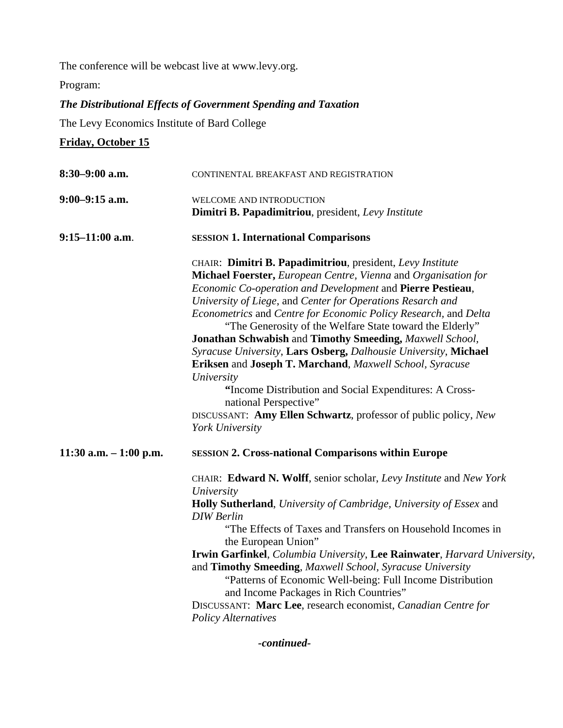The conference will be webcast live at www.levy.org.

Program:

***The Distributional Effects of Government Spending and Taxation***

The Levy Economics Institute of Bard College

**Friday, October 15**

**8:30–9:00 a.m.** CONTINENTAL BREAKFAST AND REGISTRATION

**9:00–9:15 a.m.** WELCOME AND INTRODUCTION
**Dimitri B. Papadimitriou**, president, *Levy Institute*

**9:15–11:00 a.m.** **SESSION 1. International Comparisons**

CHAIR: **Dimitri B. Papadimitriou**, president, *Levy Institute*

**Michael Foerster,** *European Centre, Vienna* and *Organisation for Economic Co-operation and Development* and **Pierre Pestieau**, *University of Liege*, and *Center for Operations Resarch and Econometrics* and *Centre for Economic Policy Research,* and *Delta*
"The Generosity of the Welfare State toward the Elderly"

**Jonathan Schwabish** and **Timothy Smeeding,** *Maxwell School, Syracuse University*, **Lars Osberg,** *Dalhousie University*, **Michael Eriksen** and **Joseph T. Marchand**, *Maxwell School, Syracuse University*
"Income Distribution and Social Expenditures: A Cross-national Perspective"

DISCUSSANT: **Amy Ellen Schwartz**, professor of public policy, *New York University*

**11:30 a.m. – 1:00 p.m.** **SESSION 2. Cross-national Comparisons within Europe**

CHAIR: **Edward N. Wolff**, senior scholar, *Levy Institute* and *New York University*

**Holly Sutherland**, *University of Cambridge, University of Essex* and *DIW Berlin*
"The Effects of Taxes and Transfers on Household Incomes in the European Union"

**Irwin Garfinkel**, *Columbia University*, **Lee Rainwater**, *Harvard University*, and **Timothy Smeeding**, *Maxwell School, Syracuse University*
"Patterns of Economic Well-being: Full Income Distribution and Income Packages in Rich Countries"

DISCUSSANT: **Marc Lee**, research economist, *Canadian Centre for Policy Alternatives*

***-continued-***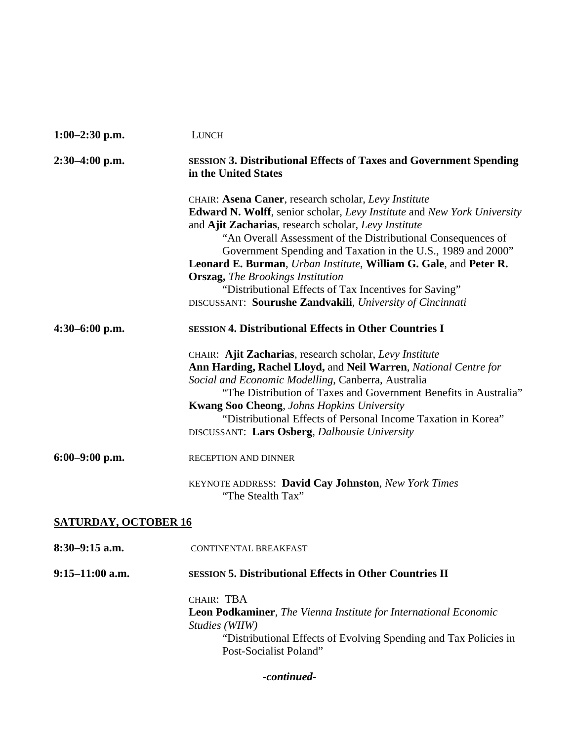**1:00–2:30 p.m.** LUNCH

**2:30–4:00 p.m.** SESSION **3. Distributional Effects of Taxes and Government Spending in the United States**

CHAIR: **Asena Caner**, research scholar, *Levy Institute*
**Edward N. Wolff**, senior scholar, *Levy Institute* and *New York University* and **Ajit Zacharias**, research scholar, *Levy Institute*
"An Overall Assessment of the Distributional Consequences of Government Spending and Taxation in the U.S., 1989 and 2000"
**Leonard E. Burman**, *Urban Institute*, **William G. Gale**, and **Peter R. Orszag,** *The Brookings Institution*
"Distributional Effects of Tax Incentives for Saving"
DISCUSSANT: **Sourushe Zandvakili**, *University of Cincinnati*

**4:30–6:00 p.m.** SESSION **4. Distributional Effects in Other Countries I**

CHAIR: **Ajit Zacharias**, research scholar, *Levy Institute*
**Ann Harding, Rachel Lloyd,** and **Neil Warren**, *National Centre for Social and Economic Modelling*, Canberra, Australia
"The Distribution of Taxes and Government Benefits in Australia"
**Kwang Soo Cheong**, *Johns Hopkins University*
"Distributional Effects of Personal Income Taxation in Korea"
DISCUSSANT: **Lars Osberg**, *Dalhousie University*

**6:00–9:00 p.m.** RECEPTION AND DINNER

KEYNOTE ADDRESS: **David Cay Johnston**, *New York Times*
"The Stealth Tax"

## SATURDAY, OCTOBER 16

**8:30–9:15 a.m.** CONTINENTAL BREAKFAST

**9:15–11:00 a.m.** SESSION **5. Distributional Effects in Other Countries II**

CHAIR: TBA
**Leon Podkaminer**, *The Vienna Institute for International Economic Studies (WIIW)*
"Distributional Effects of Evolving Spending and Tax Policies in Post-Socialist Poland"

***-continued-***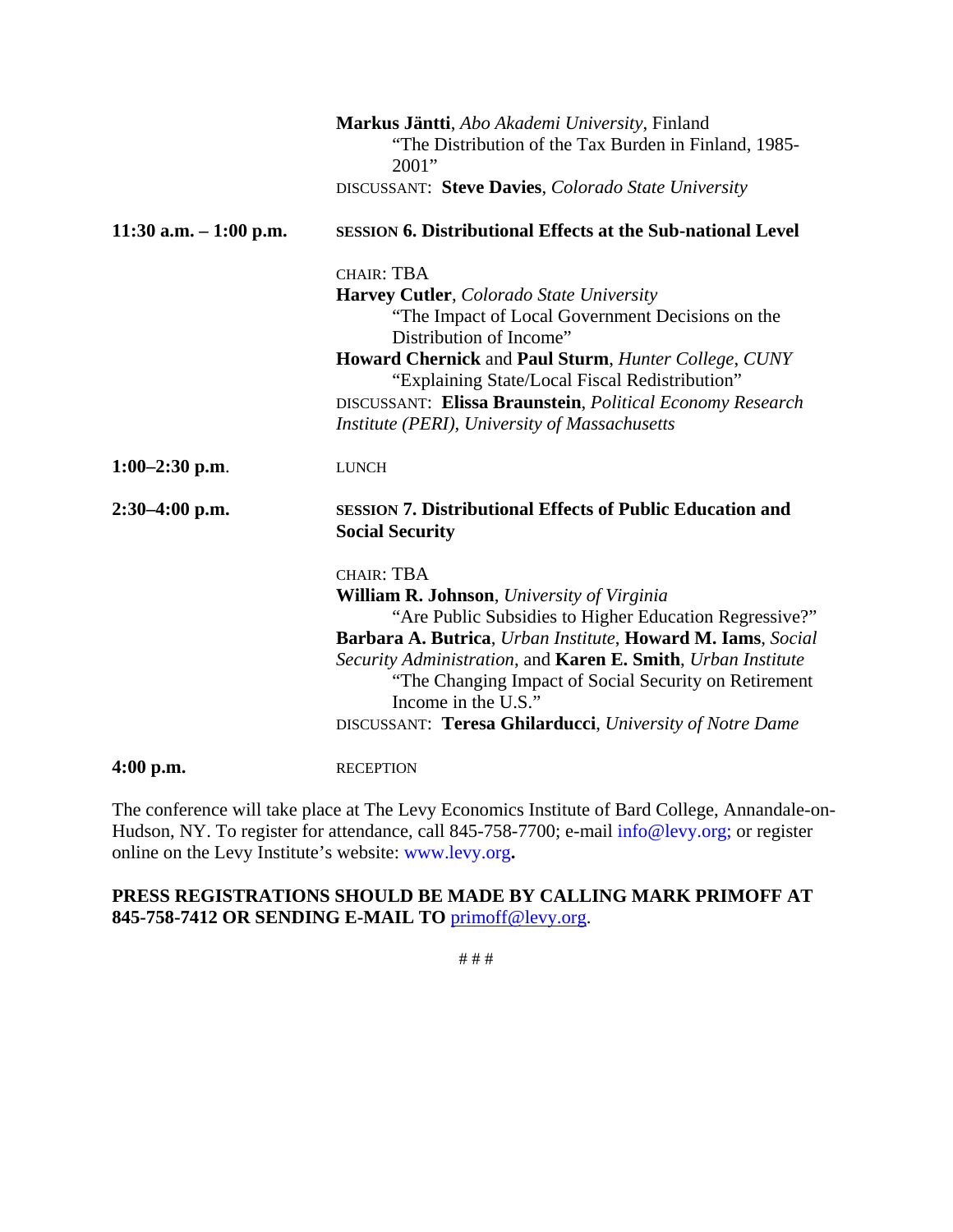**Markus Jäntti**, *Abo Akademi University*, Finland
"The Distribution of the Tax Burden in Finland, 1985-2001"
DISCUSSANT: **Steve Davies**, *Colorado State University*

**11:30 a.m. – 1:00 p.m.** **SESSION 6. Distributional Effects at the Sub-national Level**

CHAIR: TBA
**Harvey Cutler**, *Colorado State University*
"The Impact of Local Government Decisions on the Distribution of Income"
**Howard Chernick** and **Paul Sturm**, *Hunter College, CUNY*
"Explaining State/Local Fiscal Redistribution"
DISCUSSANT: **Elissa Braunstein**, *Political Economy Research Institute (PERI), University of Massachusetts*

**1:00–2:30 p.m.** LUNCH

**2:30–4:00 p.m.** **SESSION 7. Distributional Effects of Public Education and Social Security**

CHAIR: TBA
**William R. Johnson**, *University of Virginia*
"Are Public Subsidies to Higher Education Regressive?"
**Barbara A. Butrica**, *Urban Institute*, **Howard M. Iams**, *Social Security Administration*, and **Karen E. Smith**, *Urban Institute*
"The Changing Impact of Social Security on Retirement Income in the U.S."
DISCUSSANT: **Teresa Ghilarducci**, *University of Notre Dame*

**4:00 p.m.** RECEPTION

The conference will take place at The Levy Economics Institute of Bard College, Annandale-on-Hudson, NY. To register for attendance, call 845-758-7700; e-mail info@levy.org; or register online on the Levy Institute's website: www.levy.org.

**PRESS REGISTRATIONS SHOULD BE MADE BY CALLING MARK PRIMOFF AT 845-758-7412 OR SENDING E-MAIL TO** primoff@levy.org.

# # #